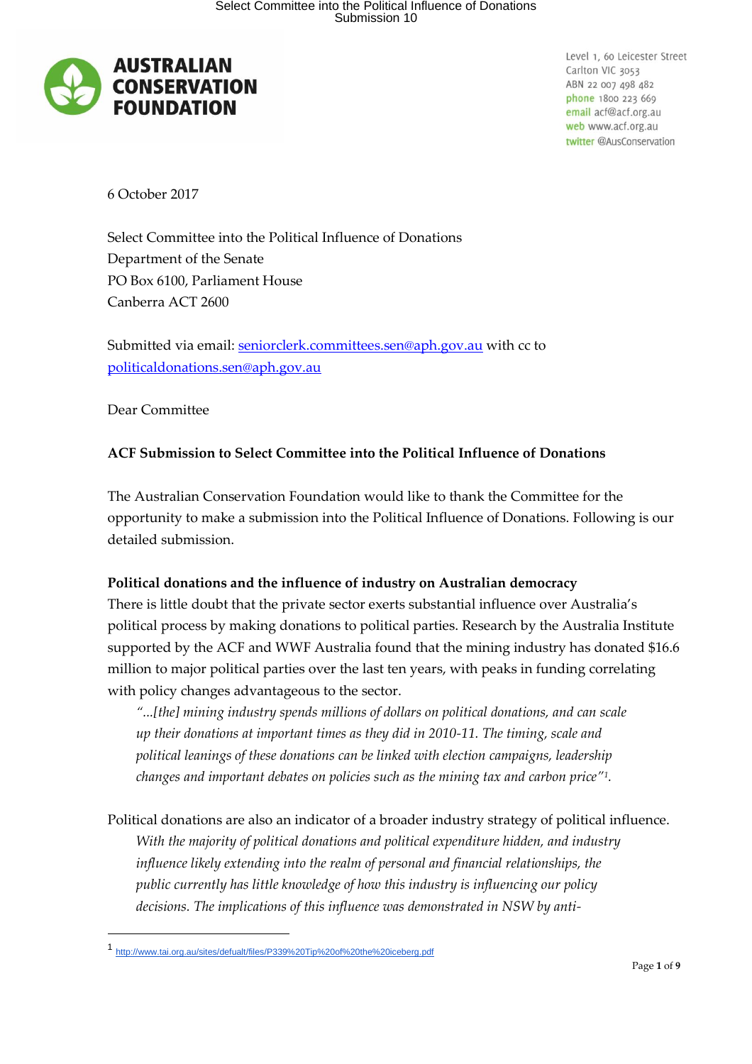**AUSTRALIAN CONSERVATION FOUNDATION**

Level 1, 60 Leicester Street
Carlton VIC 3053
ABN 22 007 498 482
phone 1800 223 669
email acf@acf.org.au
web www.acf.org.au
twitter @AusConservation

6 October 2017

Select Committee into the Political Influence of Donations
Department of the Senate
PO Box 6100, Parliament House
Canberra ACT 2600

Submitted via email: seniorclerk.committees.sen@aph.gov.au with cc to politicaldonations.sen@aph.gov.au

Dear Committee

**ACF Submission to Select Committee into the Political Influence of Donations**

The Australian Conservation Foundation would like to thank the Committee for the opportunity to make a submission into the Political Influence of Donations. Following is our detailed submission.

**Political donations and the influence of industry on Australian democracy**

There is little doubt that the private sector exerts substantial influence over Australia's political process by making donations to political parties. Research by the Australia Institute supported by the ACF and WWF Australia found that the mining industry has donated $16.6 million to major political parties over the last ten years, with peaks in funding correlating with policy changes advantageous to the sector.

> *"...[the] mining industry spends millions of dollars on political donations, and can scale up their donations at important times as they did in 2010-11. The timing, scale and political leanings of these donations can be linked with election campaigns, leadership changes and important debates on policies such as the mining tax and carbon price"*[1].

Political donations are also an indicator of a broader industry strategy of political influence.

> *With the majority of political donations and political expenditure hidden, and industry influence likely extending into the realm of personal and financial relationships, the public currently has little knowledge of how this industry is influencing our policy decisions. The implications of this influence was demonstrated in NSW by anti-*

---

[1] http://www.tai.org.au/sites/defualt/files/P339%20Tip%20of%20the%20iceberg.pdf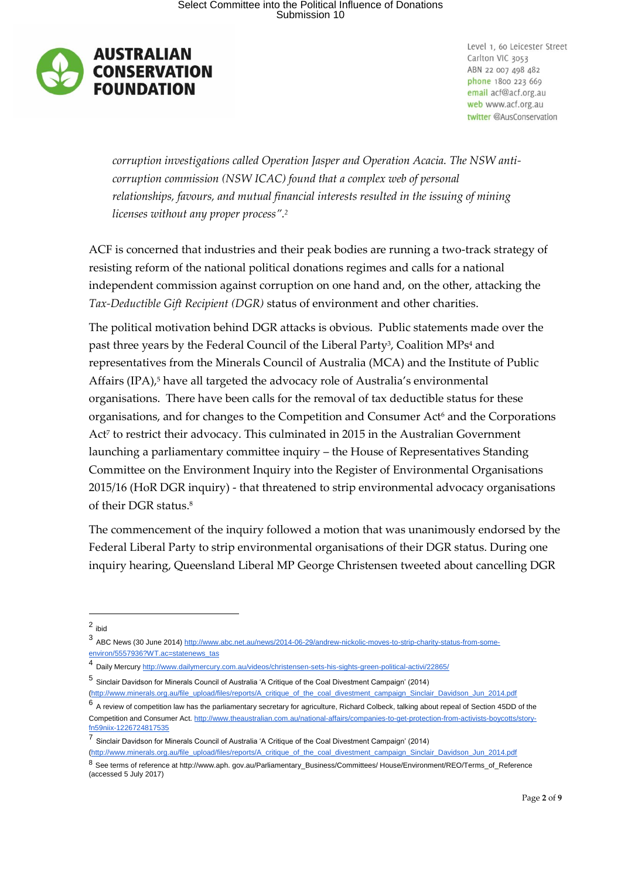*corruption investigations called Operation Jasper and Operation Acacia. The NSW anti-corruption commission (NSW ICAC) found that a complex web of personal relationships, favours, and mutual financial interests resulted in the issuing of mining licenses without any proper process".*[2]

ACF is concerned that industries and their peak bodies are running a two-track strategy of resisting reform of the national political donations regimes and calls for a national independent commission against corruption on one hand and, on the other, attacking the *Tax-Deductible Gift Recipient (DGR)* status of environment and other charities.

The political motivation behind DGR attacks is obvious. Public statements made over the past three years by the Federal Council of the Liberal Party[3], Coalition MPs[4] and representatives from the Minerals Council of Australia (MCA) and the Institute of Public Affairs (IPA),[5] have all targeted the advocacy role of Australia's environmental organisations. There have been calls for the removal of tax deductible status for these organisations, and for changes to the Competition and Consumer Act[6] and the Corporations Act[7] to restrict their advocacy. This culminated in 2015 in the Australian Government launching a parliamentary committee inquiry – the House of Representatives Standing Committee on the Environment Inquiry into the Register of Environmental Organisations 2015/16 (HoR DGR inquiry) - that threatened to strip environmental advocacy organisations of their DGR status.[8]

The commencement of the inquiry followed a motion that was unanimously endorsed by the Federal Liberal Party to strip environmental organisations of their DGR status. During one inquiry hearing, Queensland Liberal MP George Christensen tweeted about cancelling DGR

---

[2] ibid

[3] ABC News (30 June 2014) http://www.abc.net.au/news/2014-06-29/andrew-nickolic-moves-to-strip-charity-status-from-some-environ/5557936?WT.ac=statenews_tas

[4] Daily Mercury http://www.dailymercury.com.au/videos/christensen-sets-his-sights-green-political-activi/22865/

[5] Sinclair Davidson for Minerals Council of Australia 'A Critique of the Coal Divestment Campaign' (2014) (http://www.minerals.org.au/file_upload/files/reports/A_critique_of_the_coal_divestment_campaign_Sinclair_Davidson_Jun_2014.pdf

[6] A review of competition law has the parliamentary secretary for agriculture, Richard Colbeck, talking about repeal of Section 45DD of the Competition and Consumer Act. http://www.theaustralian.com.au/national-affairs/companies-to-get-protection-from-activists-boycotts/story-fn59niix-1226724817535

[7] Sinclair Davidson for Minerals Council of Australia 'A Critique of the Coal Divestment Campaign' (2014) (http://www.minerals.org.au/file_upload/files/reports/A_critique_of_the_coal_divestment_campaign_Sinclair_Davidson_Jun_2014.pdf

[8] See terms of reference at http://www.aph. gov.au/Parliamentary_Business/Committees/ House/Environment/REO/Terms_of_Reference (accessed 5 July 2017)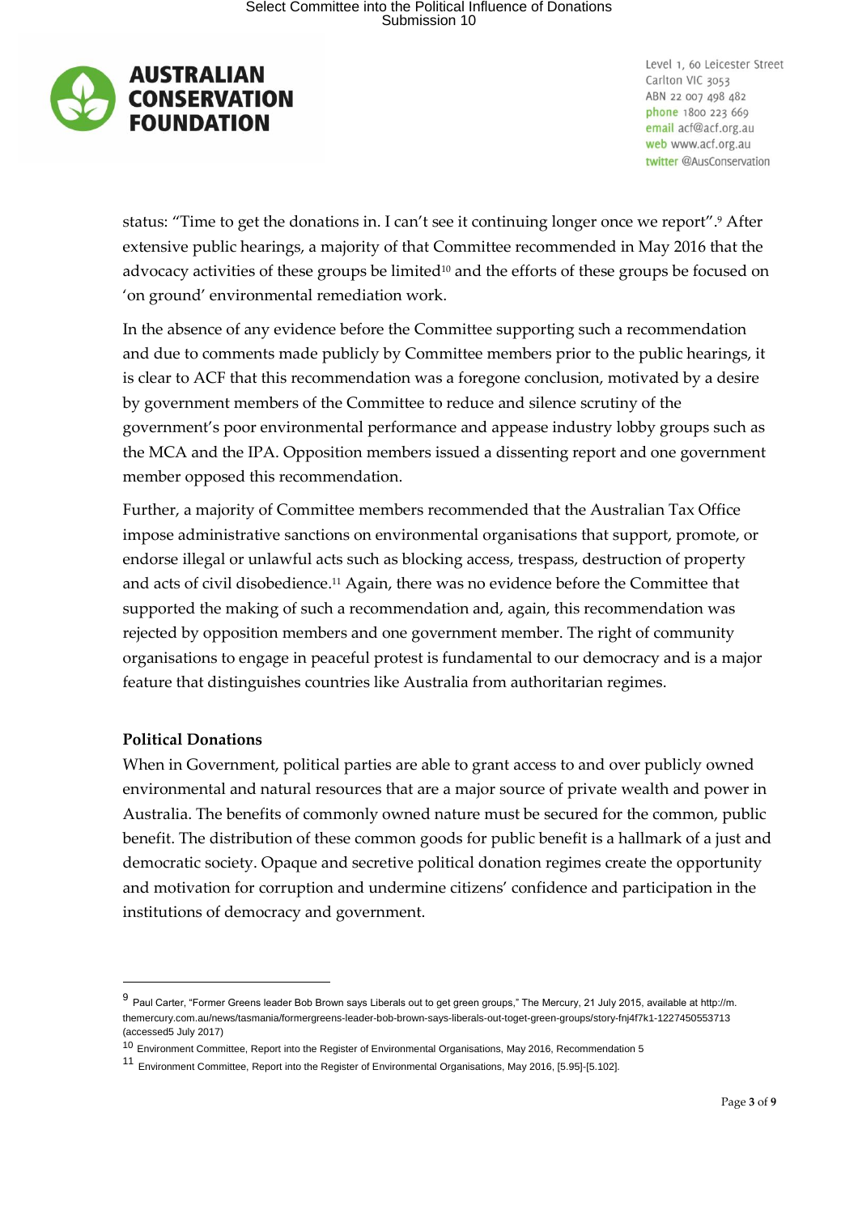status: "Time to get the donations in. I can't see it continuing longer once we report".[9] After extensive public hearings, a majority of that Committee recommended in May 2016 that the advocacy activities of these groups be limited[10] and the efforts of these groups be focused on 'on ground' environmental remediation work.

In the absence of any evidence before the Committee supporting such a recommendation and due to comments made publicly by Committee members prior to the public hearings, it is clear to ACF that this recommendation was a foregone conclusion, motivated by a desire by government members of the Committee to reduce and silence scrutiny of the government's poor environmental performance and appease industry lobby groups such as the MCA and the IPA. Opposition members issued a dissenting report and one government member opposed this recommendation.

Further, a majority of Committee members recommended that the Australian Tax Office impose administrative sanctions on environmental organisations that support, promote, or endorse illegal or unlawful acts such as blocking access, trespass, destruction of property and acts of civil disobedience.[11] Again, there was no evidence before the Committee that supported the making of such a recommendation and, again, this recommendation was rejected by opposition members and one government member. The right of community organisations to engage in peaceful protest is fundamental to our democracy and is a major feature that distinguishes countries like Australia from authoritarian regimes.

**Political Donations**

When in Government, political parties are able to grant access to and over publicly owned environmental and natural resources that are a major source of private wealth and power in Australia. The benefits of commonly owned nature must be secured for the common, public benefit. The distribution of these common goods for public benefit is a hallmark of a just and democratic society. Opaque and secretive political donation regimes create the opportunity and motivation for corruption and undermine citizens' confidence and participation in the institutions of democracy and government.

---

[9] Paul Carter, "Former Greens leader Bob Brown says Liberals out to get green groups," The Mercury, 21 July 2015, available at http://m.themercury.com.au/news/tasmania/formergreens-leader-bob-brown-says-liberals-out-toget-green-groups/story-fnj4f7k1-1227450553713 (accessed5 July 2017)

[10] Environment Committee, Report into the Register of Environmental Organisations, May 2016, Recommendation 5

[11] Environment Committee, Report into the Register of Environmental Organisations, May 2016, [5.95]-[5.102].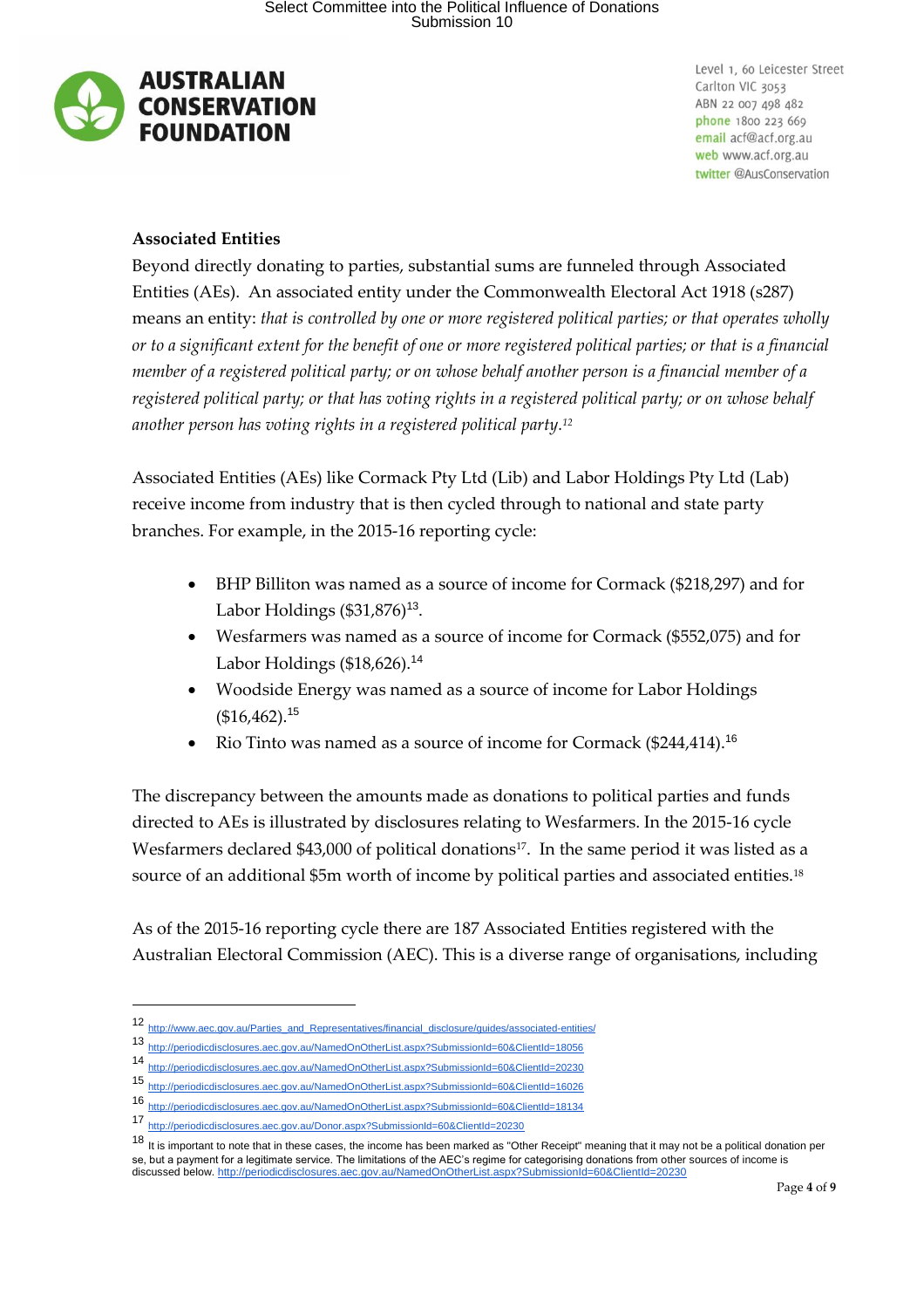**Associated Entities**

Beyond directly donating to parties, substantial sums are funneled through Associated Entities (AEs). An associated entity under the Commonwealth Electoral Act 1918 (s287) means an entity: *that is controlled by one or more registered political parties; or that operates wholly or to a significant extent for the benefit of one or more registered political parties; or that is a financial member of a registered political party; or on whose behalf another person is a financial member of a registered political party; or that has voting rights in a registered political party; or on whose behalf another person has voting rights in a registered political party.*[12]

Associated Entities (AEs) like Cormack Pty Ltd (Lib) and Labor Holdings Pty Ltd (Lab) receive income from industry that is then cycled through to national and state party branches. For example, in the 2015-16 reporting cycle:

- BHP Billiton was named as a source of income for Cormack ($218,297) and for Labor Holdings ($31,876)[13].
- Wesfarmers was named as a source of income for Cormack ($552,075) and for Labor Holdings ($18,626).[14]
- Woodside Energy was named as a source of income for Labor Holdings ($16,462).[15]
- Rio Tinto was named as a source of income for Cormack ($244,414).[16]

The discrepancy between the amounts made as donations to political parties and funds directed to AEs is illustrated by disclosures relating to Wesfarmers. In the 2015-16 cycle Wesfarmers declared $43,000 of political donations[17]. In the same period it was listed as a source of an additional $5m worth of income by political parties and associated entities.[18]

As of the 2015-16 reporting cycle there are 187 Associated Entities registered with the Australian Electoral Commission (AEC). This is a diverse range of organisations, including

---

[12] http://www.aec.gov.au/Parties_and_Representatives/financial_disclosure/guides/associated-entities/

[13] http://periodicdisclosures.aec.gov.au/NamedOnOtherList.aspx?SubmissionId=60&ClientId=18056

[14] http://periodicdisclosures.aec.gov.au/NamedOnOtherList.aspx?SubmissionId=60&ClientId=20230

[15] http://periodicdisclosures.aec.gov.au/NamedOnOtherList.aspx?SubmissionId=60&ClientId=16026

[16] http://periodicdisclosures.aec.gov.au/NamedOnOtherList.aspx?SubmissionId=60&ClientId=18134

[17] http://periodicdisclosures.aec.gov.au/Donor.aspx?SubmissionId=60&ClientId=20230

[18] It is important to note that in these cases, the income has been marked as "Other Receipt" meaning that it may not be a political donation per se, but a payment for a legitimate service. The limitations of the AEC's regime for categorising donations from other sources of income is discussed below. http://periodicdisclosures.aec.gov.au/NamedOnOtherList.aspx?SubmissionId=60&ClientId=20230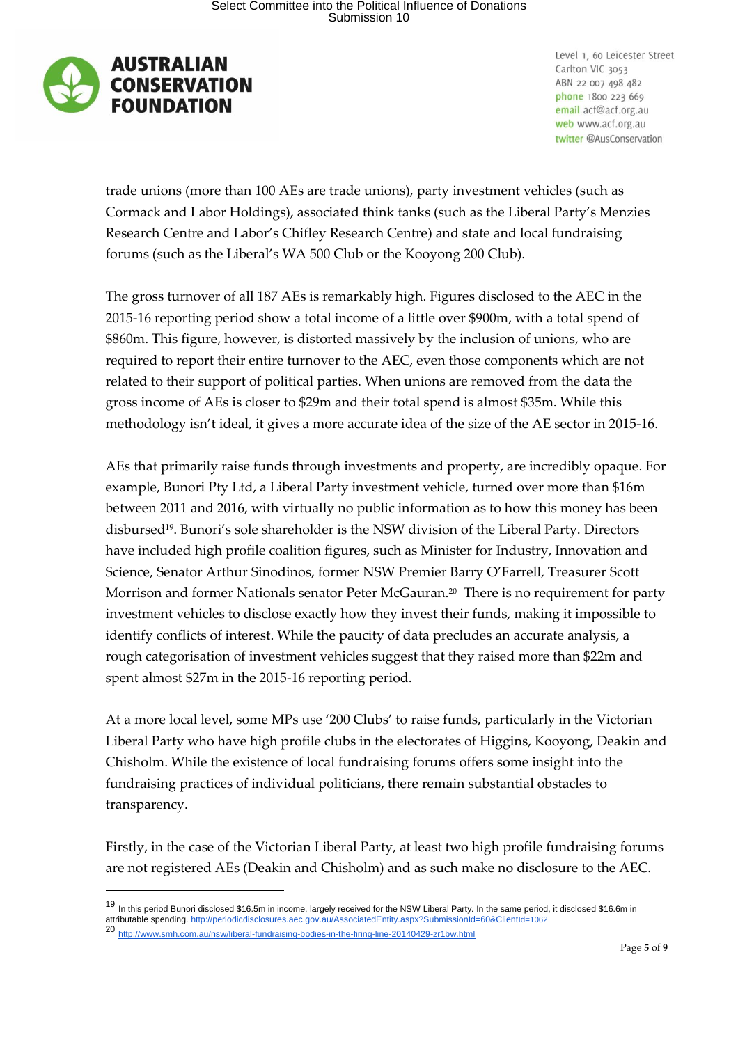trade unions (more than 100 AEs are trade unions), party investment vehicles (such as Cormack and Labor Holdings), associated think tanks (such as the Liberal Party's Menzies Research Centre and Labor's Chifley Research Centre) and state and local fundraising forums (such as the Liberal's WA 500 Club or the Kooyong 200 Club).

The gross turnover of all 187 AEs is remarkably high. Figures disclosed to the AEC in the 2015-16 reporting period show a total income of a little over $900m, with a total spend of $860m. This figure, however, is distorted massively by the inclusion of unions, who are required to report their entire turnover to the AEC, even those components which are not related to their support of political parties. When unions are removed from the data the gross income of AEs is closer to $29m and their total spend is almost $35m. While this methodology isn't ideal, it gives a more accurate idea of the size of the AE sector in 2015-16.

AEs that primarily raise funds through investments and property, are incredibly opaque. For example, Bunori Pty Ltd, a Liberal Party investment vehicle, turned over more than $16m between 2011 and 2016, with virtually no public information as to how this money has been disbursed[19]. Bunori's sole shareholder is the NSW division of the Liberal Party. Directors have included high profile coalition figures, such as Minister for Industry, Innovation and Science, Senator Arthur Sinodinos, former NSW Premier Barry O'Farrell, Treasurer Scott Morrison and former Nationals senator Peter McGauran.[20] There is no requirement for party investment vehicles to disclose exactly how they invest their funds, making it impossible to identify conflicts of interest. While the paucity of data precludes an accurate analysis, a rough categorisation of investment vehicles suggest that they raised more than $22m and spent almost $27m in the 2015-16 reporting period.

At a more local level, some MPs use '200 Clubs' to raise funds, particularly in the Victorian Liberal Party who have high profile clubs in the electorates of Higgins, Kooyong, Deakin and Chisholm. While the existence of local fundraising forums offers some insight into the fundraising practices of individual politicians, there remain substantial obstacles to transparency.

Firstly, in the case of the Victorian Liberal Party, at least two high profile fundraising forums are not registered AEs (Deakin and Chisholm) and as such make no disclosure to the AEC.

---

[19] In this period Bunori disclosed $16.5m in income, largely received for the NSW Liberal Party. In the same period, it disclosed $16.6m in attributable spending. http://periodicdisclosures.aec.gov.au/AssociatedEntity.aspx?SubmissionId=60&ClientId=1062

[20] http://www.smh.com.au/nsw/liberal-fundraising-bodies-in-the-firing-line-20140429-zr1bw.html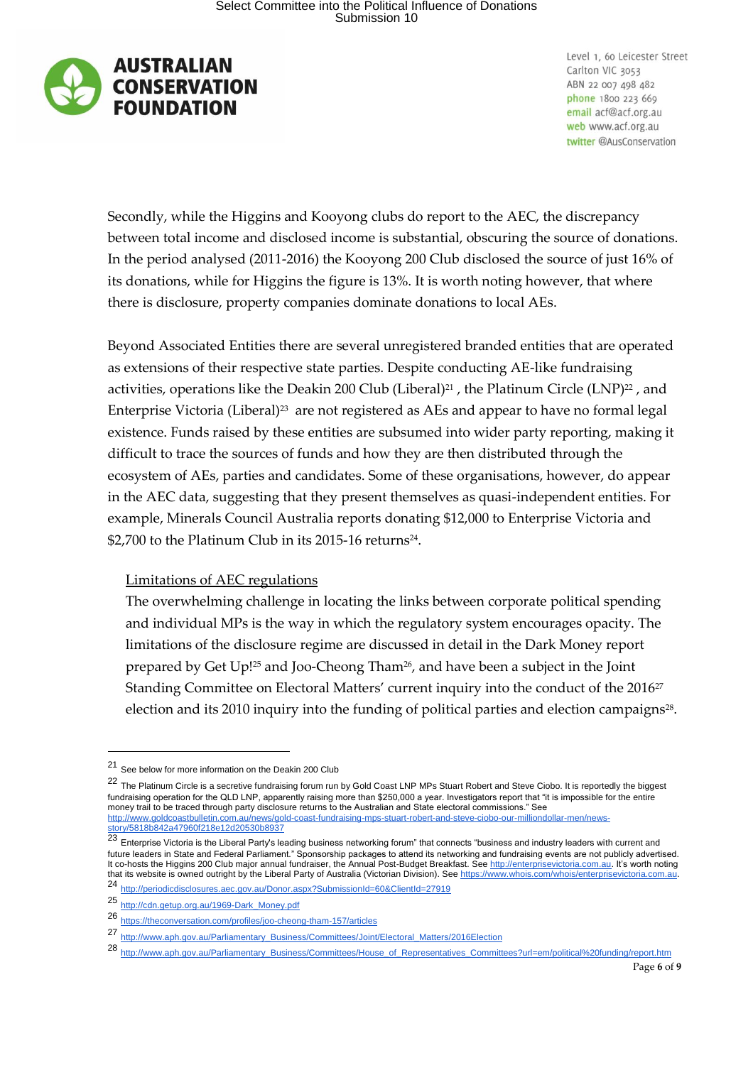Secondly, while the Higgins and Kooyong clubs do report to the AEC, the discrepancy between total income and disclosed income is substantial, obscuring the source of donations. In the period analysed (2011-2016) the Kooyong 200 Club disclosed the source of just 16% of its donations, while for Higgins the figure is 13%. It is worth noting however, that where there is disclosure, property companies dominate donations to local AEs.

Beyond Associated Entities there are several unregistered branded entities that are operated as extensions of their respective state parties. Despite conducting AE-like fundraising activities, operations like the Deakin 200 Club (Liberal)[21] , the Platinum Circle (LNP)[22] , and Enterprise Victoria (Liberal)[23] are not registered as AEs and appear to have no formal legal existence. Funds raised by these entities are subsumed into wider party reporting, making it difficult to trace the sources of funds and how they are then distributed through the ecosystem of AEs, parties and candidates. Some of these organisations, however, do appear in the AEC data, suggesting that they present themselves as quasi-independent entities. For example, Minerals Council Australia reports donating $12,000 to Enterprise Victoria and $2,700 to the Platinum Club in its 2015-16 returns[24].

<u>Limitations of AEC regulations</u>

The overwhelming challenge in locating the links between corporate political spending and individual MPs is the way in which the regulatory system encourages opacity. The limitations of the disclosure regime are discussed in detail in the Dark Money report prepared by Get Up![25] and Joo-Cheong Tham[26], and have been a subject in the Joint Standing Committee on Electoral Matters' current inquiry into the conduct of the 2016[27] election and its 2010 inquiry into the funding of political parties and election campaigns[28].

---

[21] See below for more information on the Deakin 200 Club

[22] The Platinum Circle is a secretive fundraising forum run by Gold Coast LNP MPs Stuart Robert and Steve Ciobo. It is reportedly the biggest fundraising operation for the QLD LNP, apparently raising more than $250,000 a year. Investigators report that "it is impossible for the entire money trail to be traced through party disclosure returns to the Australian and State electoral commissions." See http://www.goldcoastbulletin.com.au/news/gold-coast-fundraising-mps-stuart-robert-and-steve-ciobo-our-milliondollar-men/news-story/5818b842a47960f218e12d20530b8937

[23] Enterprise Victoria is the Liberal Party's leading business networking forum" that connects "business and industry leaders with current and future leaders in State and Federal Parliament." Sponsorship packages to attend its networking and fundraising events are not publicly advertised. It co-hosts the Higgins 200 Club major annual fundraiser, the Annual Post-Budget Breakfast. See http://enterprisevictoria.com.au. It's worth noting that its website is owned outright by the Liberal Party of Australia (Victorian Division). See https://www.whois.com/whois/enterprisevictoria.com.au.

[24] http://periodicdisclosures.aec.gov.au/Donor.aspx?SubmissionId=60&ClientId=27919

[25] http://cdn.getup.org.au/1969-Dark_Money.pdf

[26] https://theconversation.com/profiles/joo-cheong-tham-157/articles

[27] http://www.aph.gov.au/Parliamentary_Business/Committees/Joint/Electoral_Matters/2016Election

[28] http://www.aph.gov.au/Parliamentary_Business/Committees/House_of_Representatives_Committees?url=em/political%20funding/report.htm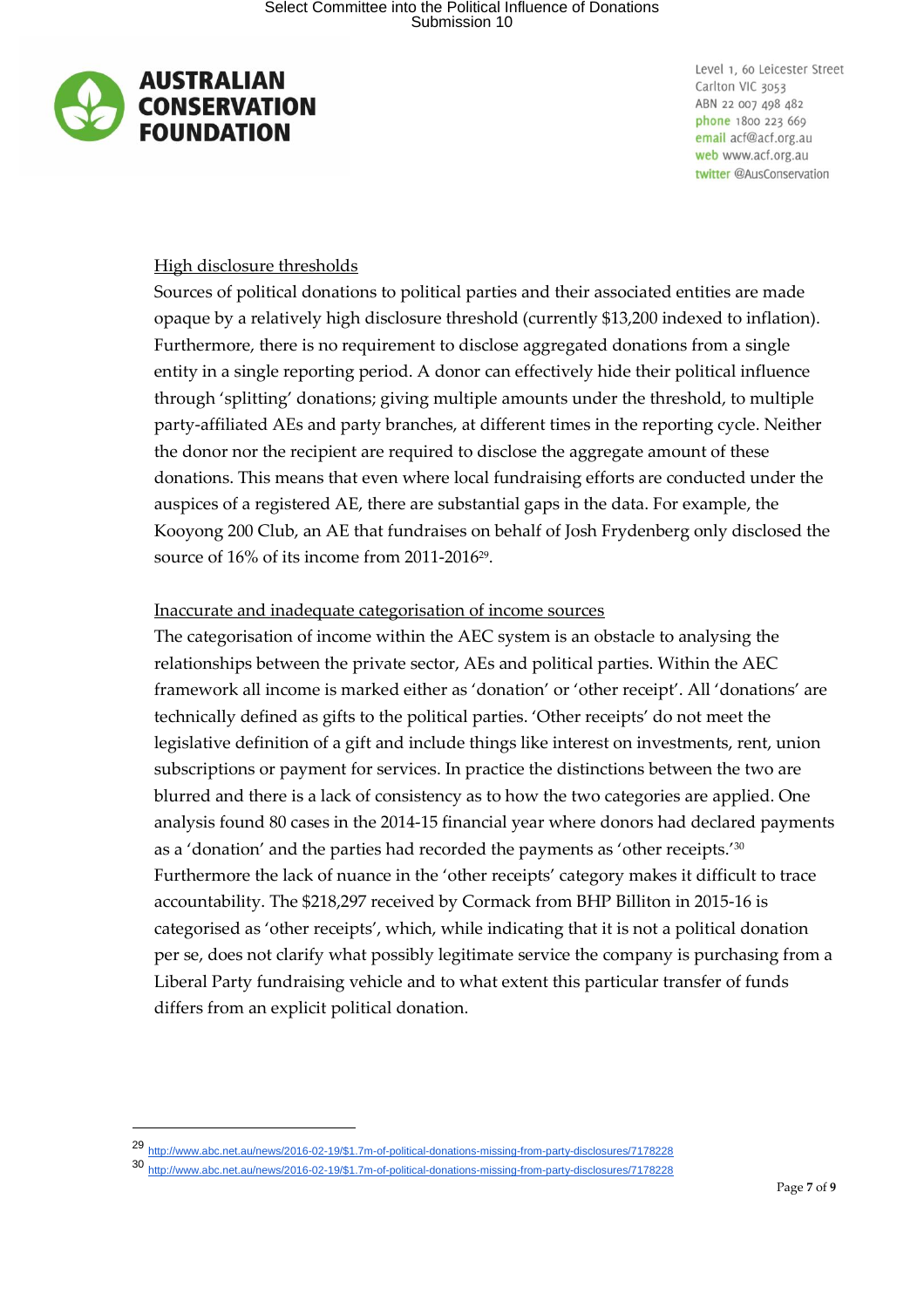### High disclosure thresholds

Sources of political donations to political parties and their associated entities are made opaque by a relatively high disclosure threshold (currently $13,200 indexed to inflation). Furthermore, there is no requirement to disclose aggregated donations from a single entity in a single reporting period. A donor can effectively hide their political influence through 'splitting' donations; giving multiple amounts under the threshold, to multiple party-affiliated AEs and party branches, at different times in the reporting cycle. Neither the donor nor the recipient are required to disclose the aggregate amount of these donations. This means that even where local fundraising efforts are conducted under the auspices of a registered AE, there are substantial gaps in the data. For example, the Kooyong 200 Club, an AE that fundraises on behalf of Josh Frydenberg only disclosed the source of 16% of its income from 2011-2016[29].

### Inaccurate and inadequate categorisation of income sources

The categorisation of income within the AEC system is an obstacle to analysing the relationships between the private sector, AEs and political parties. Within the AEC framework all income is marked either as 'donation' or 'other receipt'. All 'donations' are technically defined as gifts to the political parties. 'Other receipts' do not meet the legislative definition of a gift and include things like interest on investments, rent, union subscriptions or payment for services. In practice the distinctions between the two are blurred and there is a lack of consistency as to how the two categories are applied. One analysis found 80 cases in the 2014-15 financial year where donors had declared payments as a 'donation' and the parties had recorded the payments as 'other receipts.'[30] Furthermore the lack of nuance in the 'other receipts' category makes it difficult to trace accountability. The $218,297 received by Cormack from BHP Billiton in 2015-16 is categorised as 'other receipts', which, while indicating that it is not a political donation per se, does not clarify what possibly legitimate service the company is purchasing from a Liberal Party fundraising vehicle and to what extent this particular transfer of funds differs from an explicit political donation.

---

[29] http://www.abc.net.au/news/2016-02-19/$1.7m-of-political-donations-missing-from-party-disclosures/7178228

[30] http://www.abc.net.au/news/2016-02-19/$1.7m-of-political-donations-missing-from-party-disclosures/7178228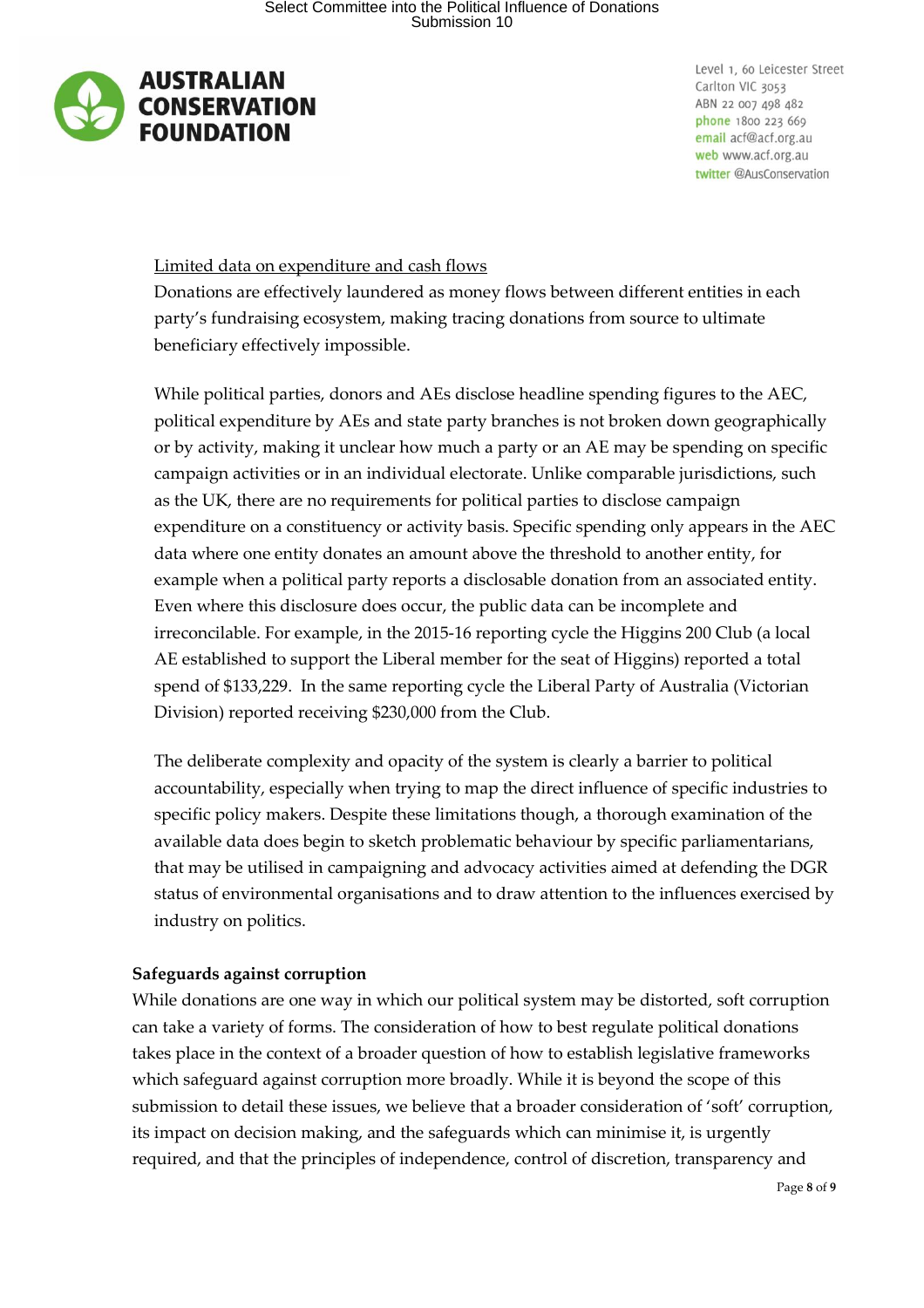Limited data on expenditure and cash flows

Donations are effectively laundered as money flows between different entities in each party's fundraising ecosystem, making tracing donations from source to ultimate beneficiary effectively impossible.

While political parties, donors and AEs disclose headline spending figures to the AEC, political expenditure by AEs and state party branches is not broken down geographically or by activity, making it unclear how much a party or an AE may be spending on specific campaign activities or in an individual electorate. Unlike comparable jurisdictions, such as the UK, there are no requirements for political parties to disclose campaign expenditure on a constituency or activity basis. Specific spending only appears in the AEC data where one entity donates an amount above the threshold to another entity, for example when a political party reports a disclosable donation from an associated entity. Even where this disclosure does occur, the public data can be incomplete and irreconcilable. For example, in the 2015-16 reporting cycle the Higgins 200 Club (a local AE established to support the Liberal member for the seat of Higgins) reported a total spend of $133,229. In the same reporting cycle the Liberal Party of Australia (Victorian Division) reported receiving $230,000 from the Club.

The deliberate complexity and opacity of the system is clearly a barrier to political accountability, especially when trying to map the direct influence of specific industries to specific policy makers. Despite these limitations though, a thorough examination of the available data does begin to sketch problematic behaviour by specific parliamentarians, that may be utilised in campaigning and advocacy activities aimed at defending the DGR status of environmental organisations and to draw attention to the influences exercised by industry on politics.

**Safeguards against corruption**

While donations are one way in which our political system may be distorted, soft corruption can take a variety of forms. The consideration of how to best regulate political donations takes place in the context of a broader question of how to establish legislative frameworks which safeguard against corruption more broadly. While it is beyond the scope of this submission to detail these issues, we believe that a broader consideration of 'soft' corruption, its impact on decision making, and the safeguards which can minimise it, is urgently required, and that the principles of independence, control of discretion, transparency and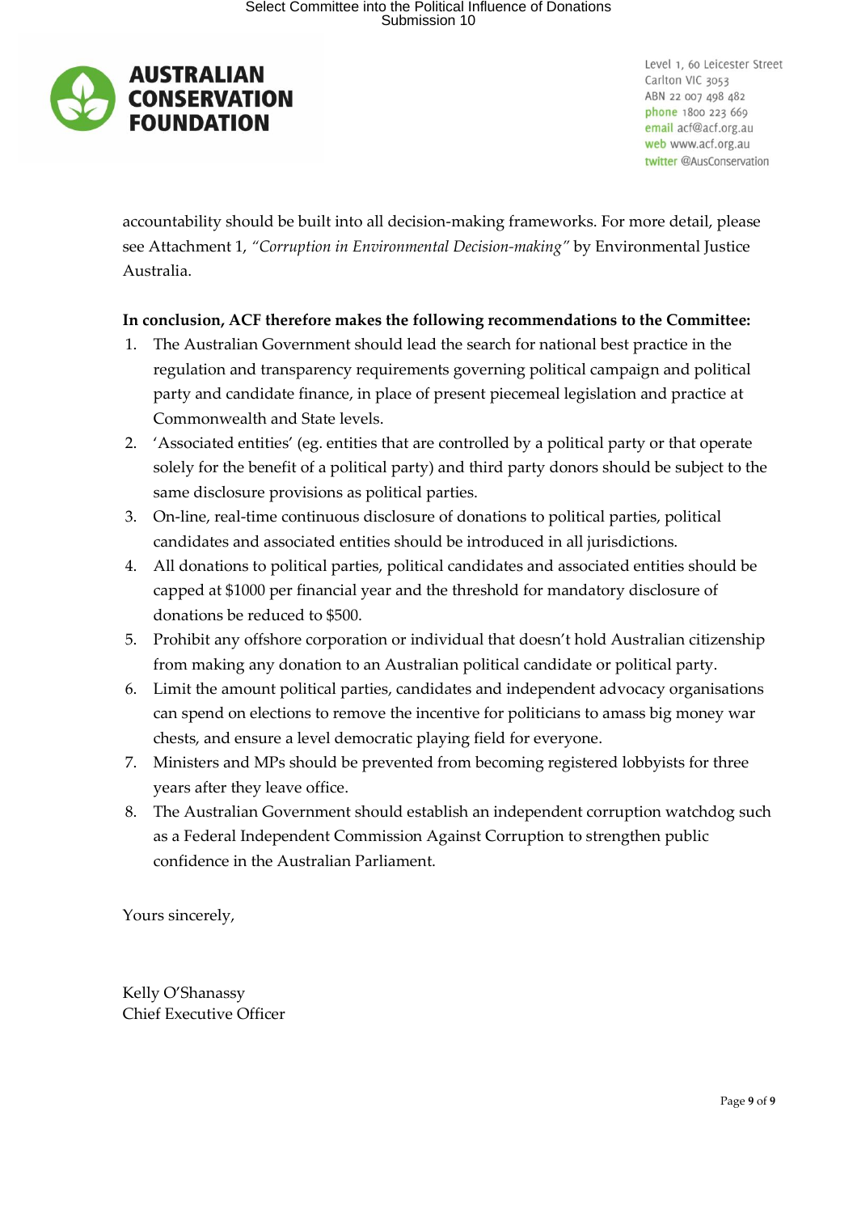accountability should be built into all decision-making frameworks. For more detail, please see Attachment 1, *"Corruption in Environmental Decision-making"* by Environmental Justice Australia.

**In conclusion, ACF therefore makes the following recommendations to the Committee:**

1. The Australian Government should lead the search for national best practice in the regulation and transparency requirements governing political campaign and political party and candidate finance, in place of present piecemeal legislation and practice at Commonwealth and State levels.
2. 'Associated entities' (eg. entities that are controlled by a political party or that operate solely for the benefit of a political party) and third party donors should be subject to the same disclosure provisions as political parties.
3. On-line, real-time continuous disclosure of donations to political parties, political candidates and associated entities should be introduced in all jurisdictions.
4. All donations to political parties, political candidates and associated entities should be capped at $1000 per financial year and the threshold for mandatory disclosure of donations be reduced to $500.
5. Prohibit any offshore corporation or individual that doesn't hold Australian citizenship from making any donation to an Australian political candidate or political party.
6. Limit the amount political parties, candidates and independent advocacy organisations can spend on elections to remove the incentive for politicians to amass big money war chests, and ensure a level democratic playing field for everyone.
7. Ministers and MPs should be prevented from becoming registered lobbyists for three years after they leave office.
8. The Australian Government should establish an independent corruption watchdog such as a Federal Independent Commission Against Corruption to strengthen public confidence in the Australian Parliament.

Yours sincerely,

Kelly O'Shanassy
Chief Executive Officer